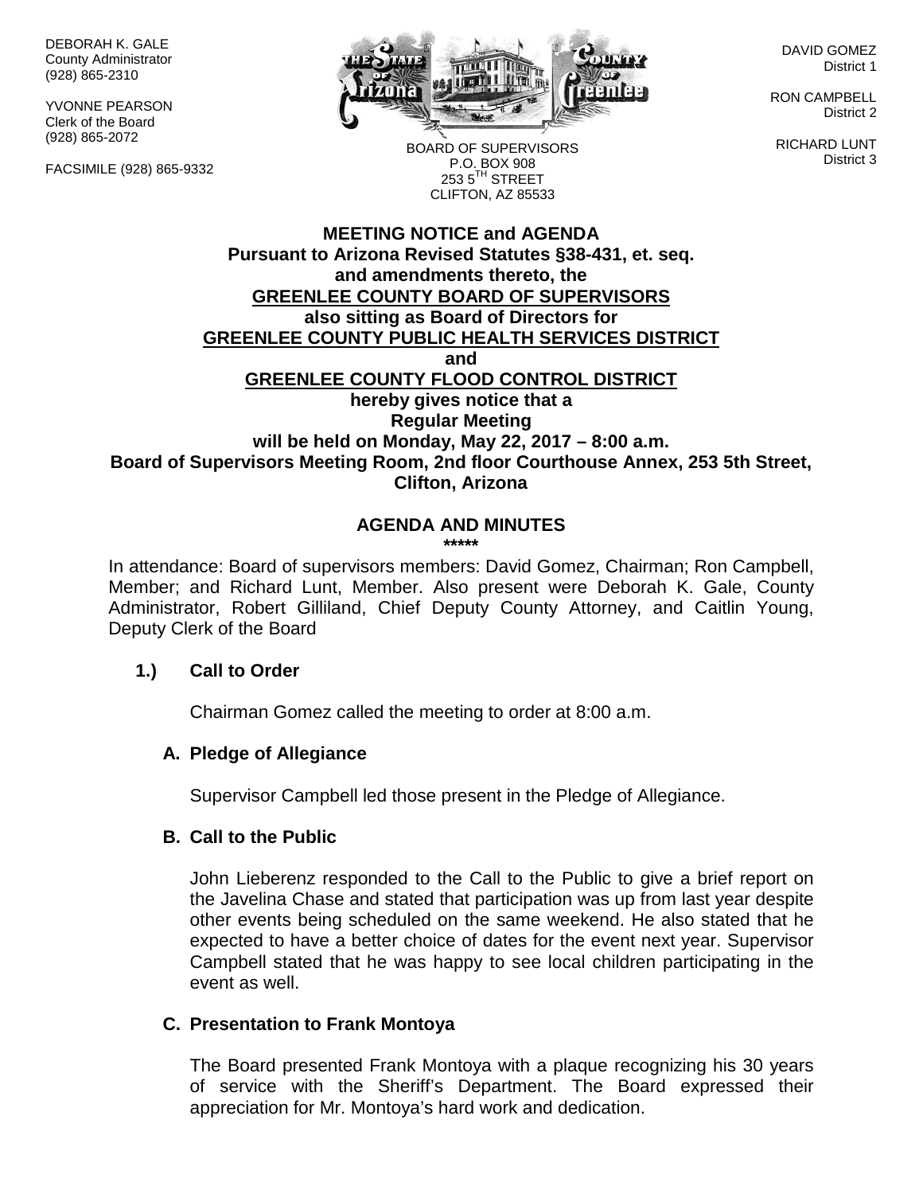DEBORAH K. GALE
County Administrator
(928) 865-2310

YVONNE PEARSON
Clerk of the Board
(928) 865-2072

FACSIMILE (928) 865-9332

BOARD OF SUPERVISORS
P.O. BOX 908
253 5TH STREET
CLIFTON, AZ 85533

DAVID GOMEZ
District 1

RON CAMPBELL
District 2

RICHARD LUNT
District 3

**MEETING NOTICE and AGENDA**
**Pursuant to Arizona Revised Statutes §38-431, et. seq.**
**and amendments thereto, the**
**GREENLEE COUNTY BOARD OF SUPERVISORS**
**also sitting as Board of Directors for**
**GREENLEE COUNTY PUBLIC HEALTH SERVICES DISTRICT**
**and**
**GREENLEE COUNTY FLOOD CONTROL DISTRICT**
**hereby gives notice that a**
**Regular Meeting**
**will be held on Monday, May 22, 2017 – 8:00 a.m.**
**Board of Supervisors Meeting Room, 2nd floor Courthouse Annex, 253 5th Street, Clifton, Arizona**

## AGENDA AND MINUTES

\*\*\*\*\*

In attendance: Board of supervisors members: David Gomez, Chairman; Ron Campbell, Member; and Richard Lunt, Member. Also present were Deborah K. Gale, County Administrator, Robert Gilliland, Chief Deputy County Attorney, and Caitlin Young, Deputy Clerk of the Board

### 1.) Call to Order

Chairman Gomez called the meeting to order at 8:00 a.m.

#### A. Pledge of Allegiance

Supervisor Campbell led those present in the Pledge of Allegiance.

#### B. Call to the Public

John Lieberenz responded to the Call to the Public to give a brief report on the Javelina Chase and stated that participation was up from last year despite other events being scheduled on the same weekend. He also stated that he expected to have a better choice of dates for the event next year. Supervisor Campbell stated that he was happy to see local children participating in the event as well.

#### C. Presentation to Frank Montoya

The Board presented Frank Montoya with a plaque recognizing his 30 years of service with the Sheriff's Department. The Board expressed their appreciation for Mr. Montoya's hard work and dedication.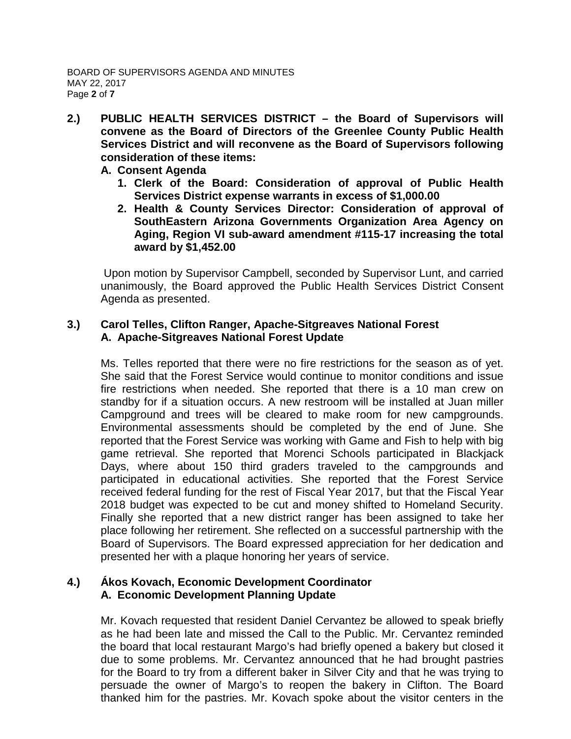**2.) PUBLIC HEALTH SERVICES DISTRICT – the Board of Supervisors will convene as the Board of Directors of the Greenlee County Public Health Services District and will reconvene as the Board of Supervisors following consideration of these items:**

**A. Consent Agenda**

1. **Clerk of the Board: Consideration of approval of Public Health Services District expense warrants in excess of $1,000.00**
2. **Health & County Services Director: Consideration of approval of SouthEastern Arizona Governments Organization Area Agency on Aging, Region VI sub-award amendment #115-17 increasing the total award by $1,452.00**

Upon motion by Supervisor Campbell, seconded by Supervisor Lunt, and carried unanimously, the Board approved the Public Health Services District Consent Agenda as presented.

**3.) Carol Telles, Clifton Ranger, Apache-Sitgreaves National Forest**
**A. Apache-Sitgreaves National Forest Update**

Ms. Telles reported that there were no fire restrictions for the season as of yet. She said that the Forest Service would continue to monitor conditions and issue fire restrictions when needed. She reported that there is a 10 man crew on standby for if a situation occurs. A new restroom will be installed at Juan miller Campground and trees will be cleared to make room for new campgrounds. Environmental assessments should be completed by the end of June. She reported that the Forest Service was working with Game and Fish to help with big game retrieval. She reported that Morenci Schools participated in Blackjack Days, where about 150 third graders traveled to the campgrounds and participated in educational activities. She reported that the Forest Service received federal funding for the rest of Fiscal Year 2017, but that the Fiscal Year 2018 budget was expected to be cut and money shifted to Homeland Security. Finally she reported that a new district ranger has been assigned to take her place following her retirement. She reflected on a successful partnership with the Board of Supervisors. The Board expressed appreciation for her dedication and presented her with a plaque honoring her years of service.

**4.) Ákos Kovach, Economic Development Coordinator**
**A. Economic Development Planning Update**

Mr. Kovach requested that resident Daniel Cervantez be allowed to speak briefly as he had been late and missed the Call to the Public. Mr. Cervantez reminded the board that local restaurant Margo's had briefly opened a bakery but closed it due to some problems. Mr. Cervantez announced that he had brought pastries for the Board to try from a different baker in Silver City and that he was trying to persuade the owner of Margo's to reopen the bakery in Clifton. The Board thanked him for the pastries. Mr. Kovach spoke about the visitor centers in the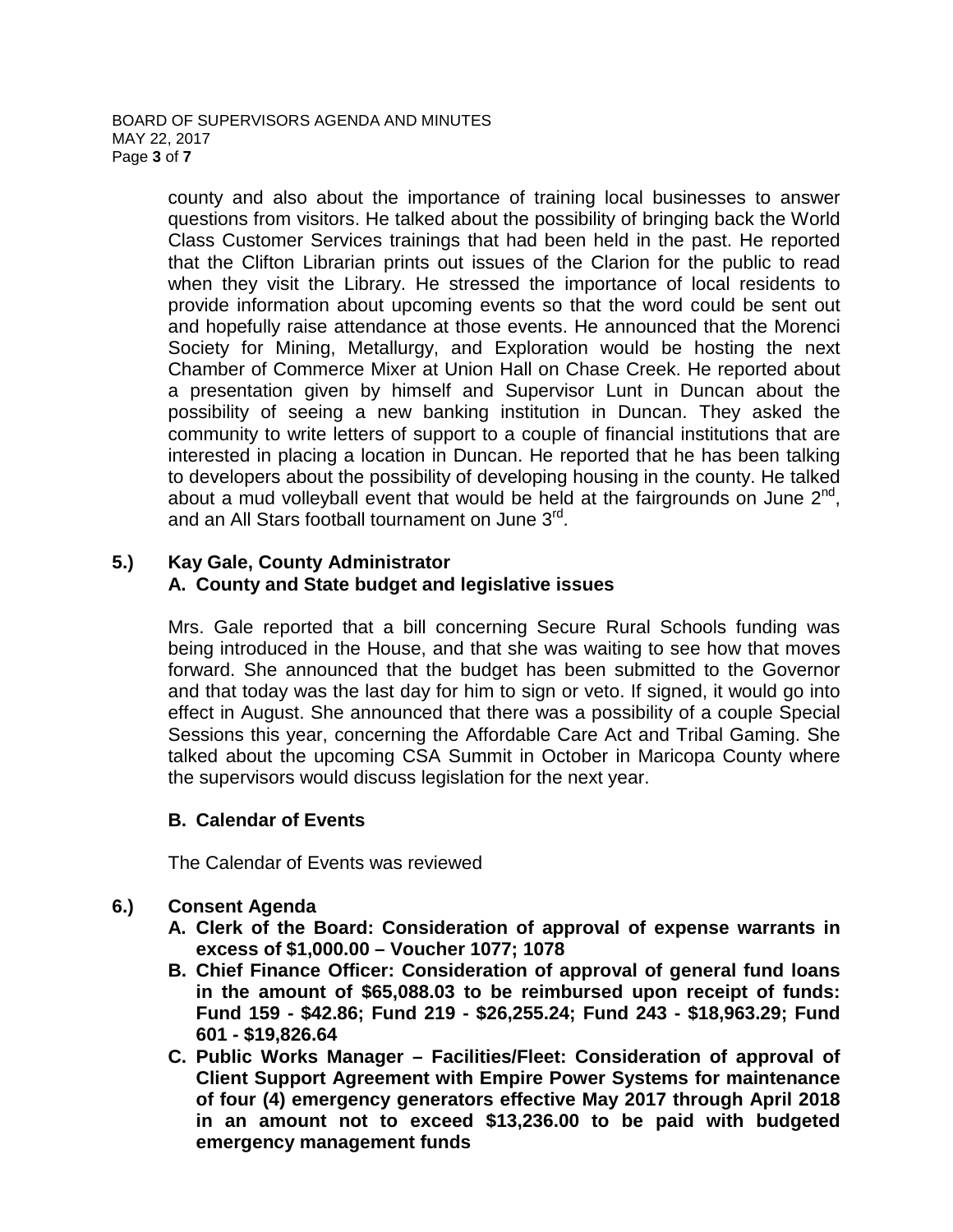county and also about the importance of training local businesses to answer questions from visitors. He talked about the possibility of bringing back the World Class Customer Services trainings that had been held in the past. He reported that the Clifton Librarian prints out issues of the Clarion for the public to read when they visit the Library. He stressed the importance of local residents to provide information about upcoming events so that the word could be sent out and hopefully raise attendance at those events. He announced that the Morenci Society for Mining, Metallurgy, and Exploration would be hosting the next Chamber of Commerce Mixer at Union Hall on Chase Creek. He reported about a presentation given by himself and Supervisor Lunt in Duncan about the possibility of seeing a new banking institution in Duncan. They asked the community to write letters of support to a couple of financial institutions that are interested in placing a location in Duncan. He reported that he has been talking to developers about the possibility of developing housing in the county. He talked about a mud volleyball event that would be held at the fairgrounds on June 2nd, and an All Stars football tournament on June 3rd.

**5.) Kay Gale, County Administrator**

**A. County and State budget and legislative issues**

Mrs. Gale reported that a bill concerning Secure Rural Schools funding was being introduced in the House, and that she was waiting to see how that moves forward. She announced that the budget has been submitted to the Governor and that today was the last day for him to sign or veto. If signed, it would go into effect in August. She announced that there was a possibility of a couple Special Sessions this year, concerning the Affordable Care Act and Tribal Gaming. She talked about the upcoming CSA Summit in October in Maricopa County where the supervisors would discuss legislation for the next year.

**B. Calendar of Events**

The Calendar of Events was reviewed

**6.) Consent Agenda**

**A. Clerk of the Board: Consideration of approval of expense warrants in excess of $1,000.00 – Voucher 1077; 1078**

**B. Chief Finance Officer: Consideration of approval of general fund loans in the amount of $65,088.03 to be reimbursed upon receipt of funds: Fund 159 - $42.86; Fund 219 - $26,255.24; Fund 243 - $18,963.29; Fund 601 - $19,826.64**

**C. Public Works Manager – Facilities/Fleet: Consideration of approval of Client Support Agreement with Empire Power Systems for maintenance of four (4) emergency generators effective May 2017 through April 2018 in an amount not to exceed $13,236.00 to be paid with budgeted emergency management funds**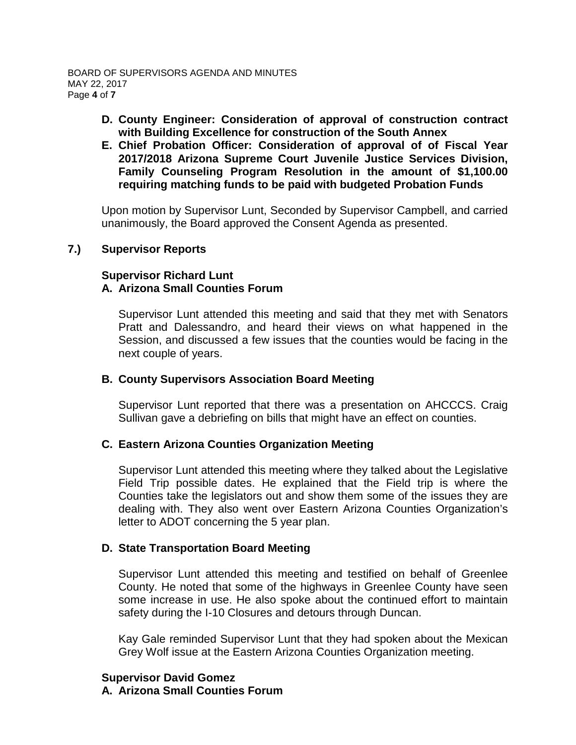**D. County Engineer: Consideration of approval of construction contract with Building Excellence for construction of the South Annex**

**E. Chief Probation Officer: Consideration of approval of of Fiscal Year 2017/2018 Arizona Supreme Court Juvenile Justice Services Division, Family Counseling Program Resolution in the amount of $1,100.00 requiring matching funds to be paid with budgeted Probation Funds**

Upon motion by Supervisor Lunt, Seconded by Supervisor Campbell, and carried unanimously, the Board approved the Consent Agenda as presented.

## 7.) Supervisor Reports

### Supervisor Richard Lunt

**A. Arizona Small Counties Forum**

Supervisor Lunt attended this meeting and said that they met with Senators Pratt and Dalessandro, and heard their views on what happened in the Session, and discussed a few issues that the counties would be facing in the next couple of years.

**B. County Supervisors Association Board Meeting**

Supervisor Lunt reported that there was a presentation on AHCCCS. Craig Sullivan gave a debriefing on bills that might have an effect on counties.

**C. Eastern Arizona Counties Organization Meeting**

Supervisor Lunt attended this meeting where they talked about the Legislative Field Trip possible dates. He explained that the Field trip is where the Counties take the legislators out and show them some of the issues they are dealing with. They also went over Eastern Arizona Counties Organization's letter to ADOT concerning the 5 year plan.

**D. State Transportation Board Meeting**

Supervisor Lunt attended this meeting and testified on behalf of Greenlee County. He noted that some of the highways in Greenlee County have seen some increase in use. He also spoke about the continued effort to maintain safety during the I-10 Closures and detours through Duncan.

Kay Gale reminded Supervisor Lunt that they had spoken about the Mexican Grey Wolf issue at the Eastern Arizona Counties Organization meeting.

### Supervisor David Gomez

**A. Arizona Small Counties Forum**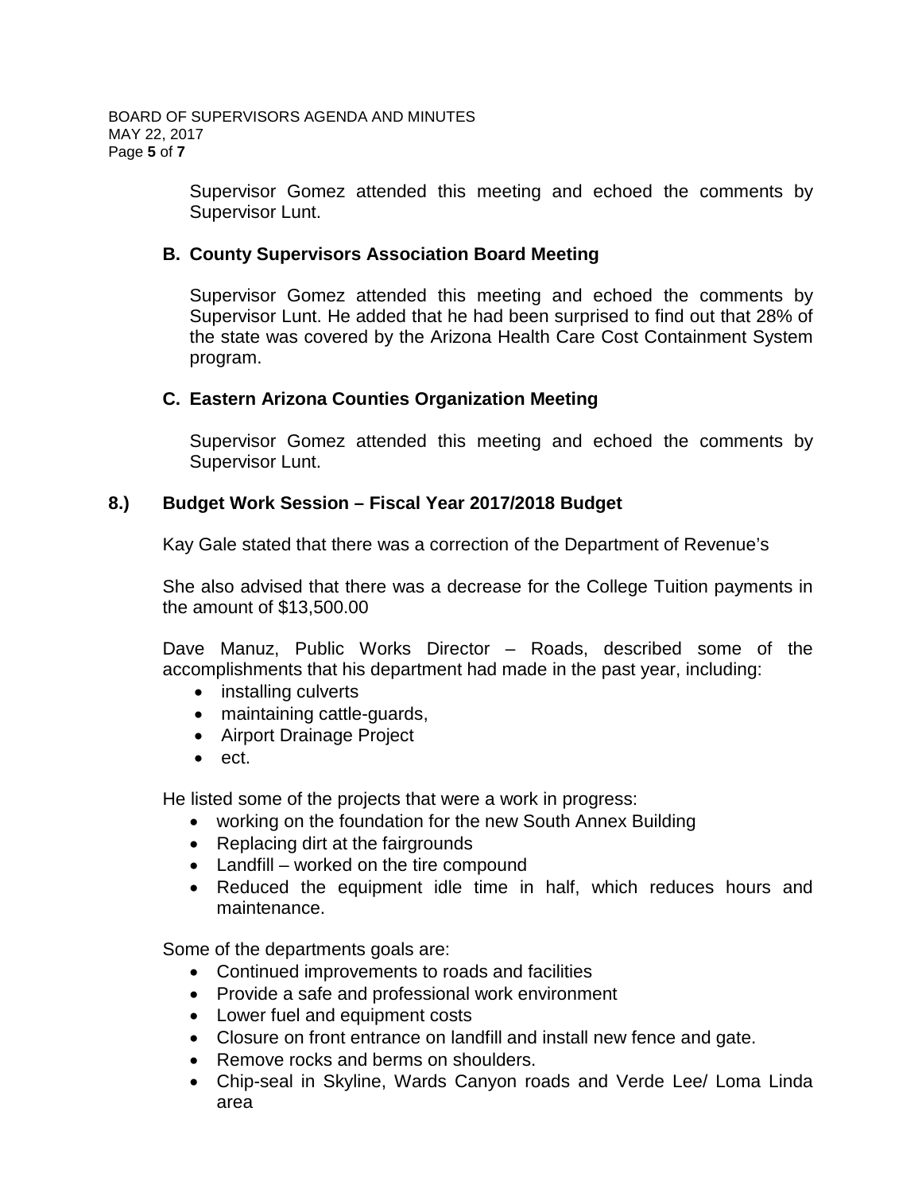Supervisor Gomez attended this meeting and echoed the comments by Supervisor Lunt.

### B. County Supervisors Association Board Meeting

Supervisor Gomez attended this meeting and echoed the comments by Supervisor Lunt. He added that he had been surprised to find out that 28% of the state was covered by the Arizona Health Care Cost Containment System program.

### C. Eastern Arizona Counties Organization Meeting

Supervisor Gomez attended this meeting and echoed the comments by Supervisor Lunt.

## 8.) Budget Work Session – Fiscal Year 2017/2018 Budget

Kay Gale stated that there was a correction of the Department of Revenue's

She also advised that there was a decrease for the College Tuition payments in the amount of $13,500.00

Dave Manuz, Public Works Director – Roads, described some of the accomplishments that his department had made in the past year, including:

- installing culverts
- maintaining cattle-guards,
- Airport Drainage Project
- ect.

He listed some of the projects that were a work in progress:

- working on the foundation for the new South Annex Building
- Replacing dirt at the fairgrounds
- Landfill – worked on the tire compound
- Reduced the equipment idle time in half, which reduces hours and maintenance.

Some of the departments goals are:

- Continued improvements to roads and facilities
- Provide a safe and professional work environment
- Lower fuel and equipment costs
- Closure on front entrance on landfill and install new fence and gate.
- Remove rocks and berms on shoulders.
- Chip-seal in Skyline, Wards Canyon roads and Verde Lee/ Loma Linda area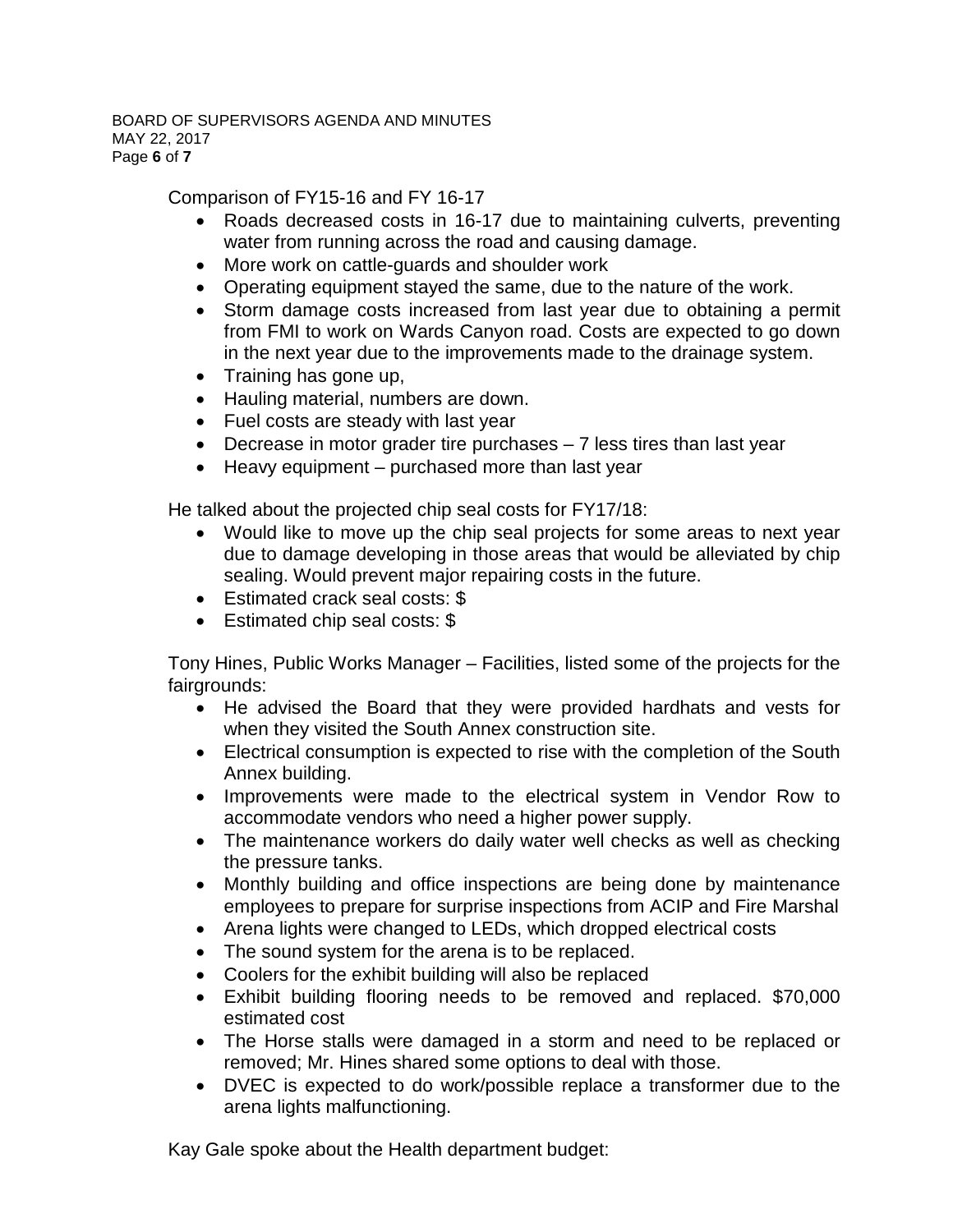Comparison of FY15-16 and FY 16-17

- Roads decreased costs in 16-17 due to maintaining culverts, preventing water from running across the road and causing damage.
- More work on cattle-guards and shoulder work
- Operating equipment stayed the same, due to the nature of the work.
- Storm damage costs increased from last year due to obtaining a permit from FMI to work on Wards Canyon road. Costs are expected to go down in the next year due to the improvements made to the drainage system.
- Training has gone up,
- Hauling material, numbers are down.
- Fuel costs are steady with last year
- Decrease in motor grader tire purchases – 7 less tires than last year
- Heavy equipment – purchased more than last year

He talked about the projected chip seal costs for FY17/18:

- Would like to move up the chip seal projects for some areas to next year due to damage developing in those areas that would be alleviated by chip sealing. Would prevent major repairing costs in the future.
- Estimated crack seal costs: $
- Estimated chip seal costs: $

Tony Hines, Public Works Manager – Facilities, listed some of the projects for the fairgrounds:

- He advised the Board that they were provided hardhats and vests for when they visited the South Annex construction site.
- Electrical consumption is expected to rise with the completion of the South Annex building.
- Improvements were made to the electrical system in Vendor Row to accommodate vendors who need a higher power supply.
- The maintenance workers do daily water well checks as well as checking the pressure tanks.
- Monthly building and office inspections are being done by maintenance employees to prepare for surprise inspections from ACIP and Fire Marshal
- Arena lights were changed to LEDs, which dropped electrical costs
- The sound system for the arena is to be replaced.
- Coolers for the exhibit building will also be replaced
- Exhibit building flooring needs to be removed and replaced. $70,000 estimated cost
- The Horse stalls were damaged in a storm and need to be replaced or removed; Mr. Hines shared some options to deal with those.
- DVEC is expected to do work/possible replace a transformer due to the arena lights malfunctioning.

Kay Gale spoke about the Health department budget: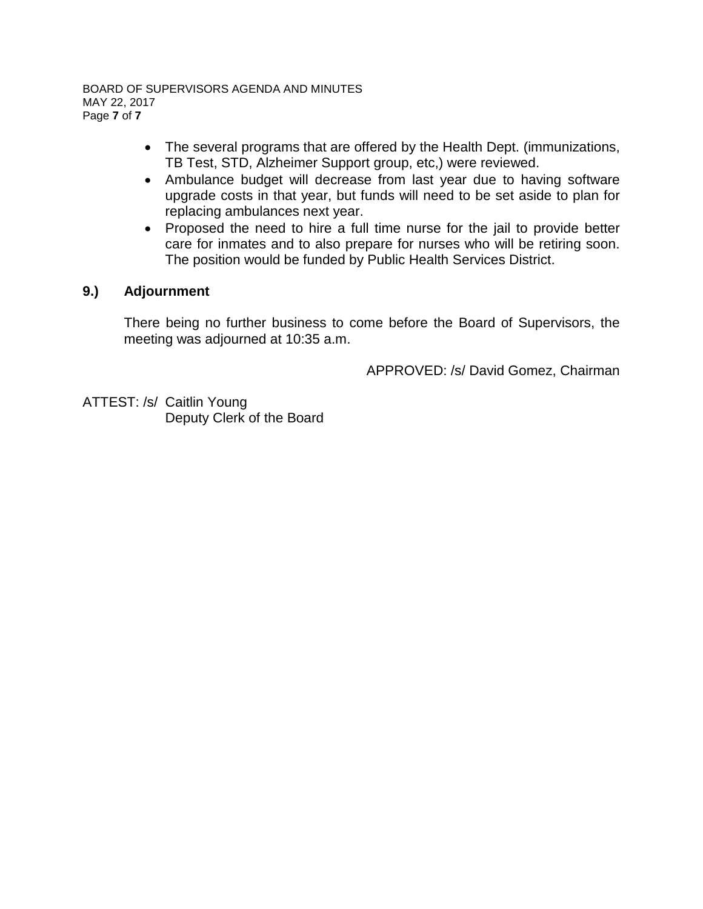- The several programs that are offered by the Health Dept. (immunizations, TB Test, STD, Alzheimer Support group, etc,) were reviewed.
- Ambulance budget will decrease from last year due to having software upgrade costs in that year, but funds will need to be set aside to plan for replacing ambulances next year.
- Proposed the need to hire a full time nurse for the jail to provide better care for inmates and to also prepare for nurses who will be retiring soon. The position would be funded by Public Health Services District.

## 9.) Adjournment

There being no further business to come before the Board of Supervisors, the meeting was adjourned at 10:35 a.m.

APPROVED: /s/ David Gomez, Chairman

ATTEST: /s/ Caitlin Young
Deputy Clerk of the Board